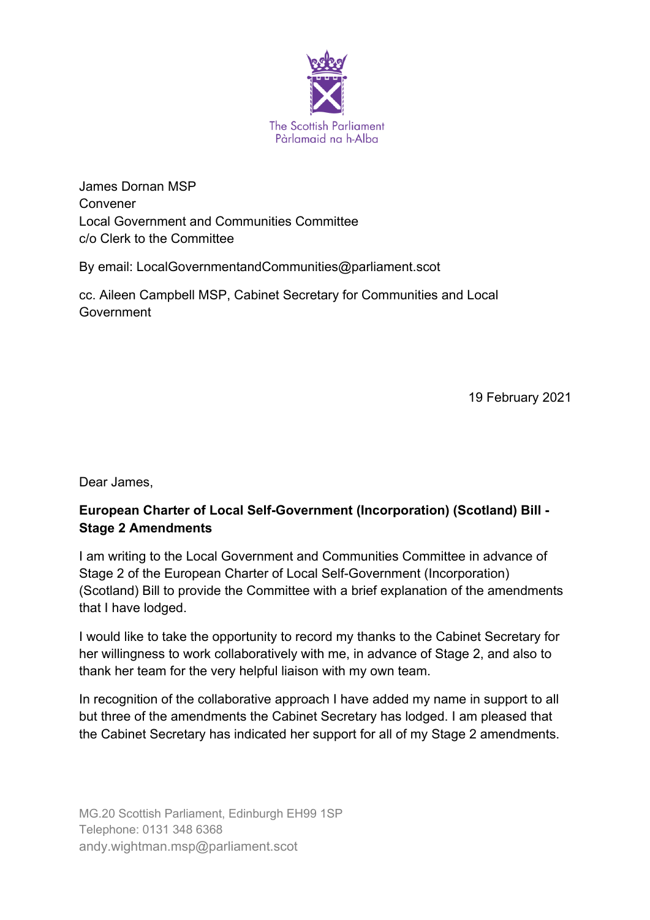The Scottish Parliament
Pàrlamaid na h-Alba

James Dornan MSP
Convener
Local Government and Communities Committee
c/o Clerk to the Committee

By email: LocalGovernmentandCommunities@parliament.scot

cc. Aileen Campbell MSP, Cabinet Secretary for Communities and Local Government

19 February 2021

Dear James,

**European Charter of Local Self-Government (Incorporation) (Scotland) Bill - Stage 2 Amendments**

I am writing to the Local Government and Communities Committee in advance of Stage 2 of the European Charter of Local Self-Government (Incorporation) (Scotland) Bill to provide the Committee with a brief explanation of the amendments that I have lodged.

I would like to take the opportunity to record my thanks to the Cabinet Secretary for her willingness to work collaboratively with me, in advance of Stage 2, and also to thank her team for the very helpful liaison with my own team.

In recognition of the collaborative approach I have added my name in support to all but three of the amendments the Cabinet Secretary has lodged. I am pleased that the Cabinet Secretary has indicated her support for all of my Stage 2 amendments.

MG.20 Scottish Parliament, Edinburgh EH99 1SP
Telephone: 0131 348 6368
andy.wightman.msp@parliament.scot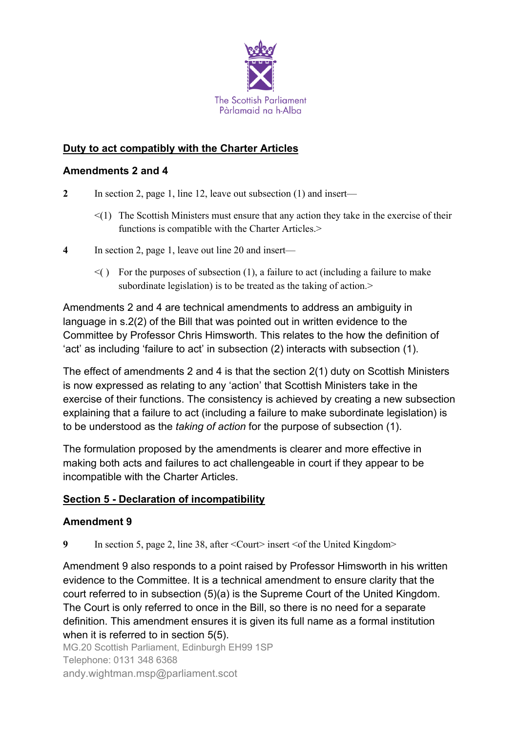The Scottish Parliament
Pàrlamaid na h-Alba

## Duty to act compatibly with the Charter Articles

### Amendments 2 and 4

**2** In section 2, page 1, line 12, leave out subsection (1) and insert—

<(1) The Scottish Ministers must ensure that any action they take in the exercise of their functions is compatible with the Charter Articles.>

**4** In section 2, page 1, leave out line 20 and insert—

<( ) For the purposes of subsection (1), a failure to act (including a failure to make subordinate legislation) is to be treated as the taking of action.>

Amendments 2 and 4 are technical amendments to address an ambiguity in language in s.2(2) of the Bill that was pointed out in written evidence to the Committee by Professor Chris Himsworth. This relates to the how the definition of 'act' as including 'failure to act' in subsection (2) interacts with subsection (1).

The effect of amendments 2 and 4 is that the section 2(1) duty on Scottish Ministers is now expressed as relating to any 'action' that Scottish Ministers take in the exercise of their functions. The consistency is achieved by creating a new subsection explaining that a failure to act (including a failure to make subordinate legislation) is to be understood as the *taking of action* for the purpose of subsection (1).

The formulation proposed by the amendments is clearer and more effective in making both acts and failures to act challengeable in court if they appear to be incompatible with the Charter Articles.

## Section 5 - Declaration of incompatibility

### Amendment 9

**9** In section 5, page 2, line 38, after <Court> insert <of the United Kingdom>

Amendment 9 also responds to a point raised by Professor Himsworth in his written evidence to the Committee. It is a technical amendment to ensure clarity that the court referred to in subsection (5)(a) is the Supreme Court of the United Kingdom. The Court is only referred to once in the Bill, so there is no need for a separate definition. This amendment ensures it is given its full name as a formal institution when it is referred to in section 5(5).

MG.20 Scottish Parliament, Edinburgh EH99 1SP
Telephone: 0131 348 6368
andy.wightman.msp@parliament.scot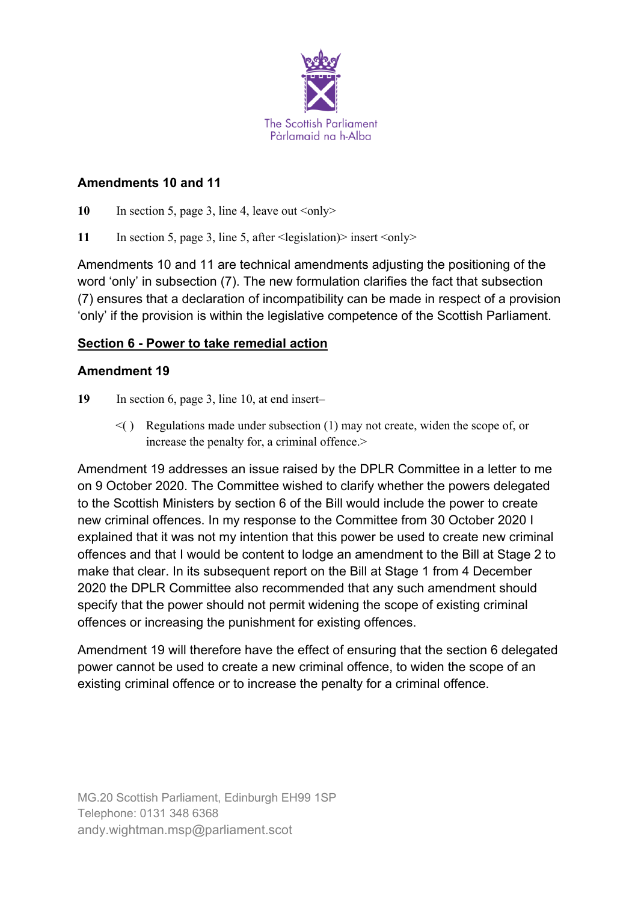The Scottish Parliament
Pàrlamaid na h-Alba

### Amendments 10 and 11

**10** In section 5, page 3, line 4, leave out <only>

**11** In section 5, page 3, line 5, after <legislation)> insert <only>

Amendments 10 and 11 are technical amendments adjusting the positioning of the word ‘only’ in subsection (7). The new formulation clarifies the fact that subsection (7) ensures that a declaration of incompatibility can be made in respect of a provision ‘only’ if the provision is within the legislative competence of the Scottish Parliament.

## Section 6 - Power to take remedial action

### Amendment 19

**19** In section 6, page 3, line 10, at end insert–

<( ) Regulations made under subsection (1) may not create, widen the scope of, or increase the penalty for, a criminal offence.>

Amendment 19 addresses an issue raised by the DPLR Committee in a letter to me on 9 October 2020. The Committee wished to clarify whether the powers delegated to the Scottish Ministers by section 6 of the Bill would include the power to create new criminal offences. In my response to the Committee from 30 October 2020 I explained that it was not my intention that this power be used to create new criminal offences and that I would be content to lodge an amendment to the Bill at Stage 2 to make that clear. In its subsequent report on the Bill at Stage 1 from 4 December 2020 the DPLR Committee also recommended that any such amendment should specify that the power should not permit widening the scope of existing criminal offences or increasing the punishment for existing offences.

Amendment 19 will therefore have the effect of ensuring that the section 6 delegated power cannot be used to create a new criminal offence, to widen the scope of an existing criminal offence or to increase the penalty for a criminal offence.

MG.20 Scottish Parliament, Edinburgh EH99 1SP
Telephone: 0131 348 6368
andy.wightman.msp@parliament.scot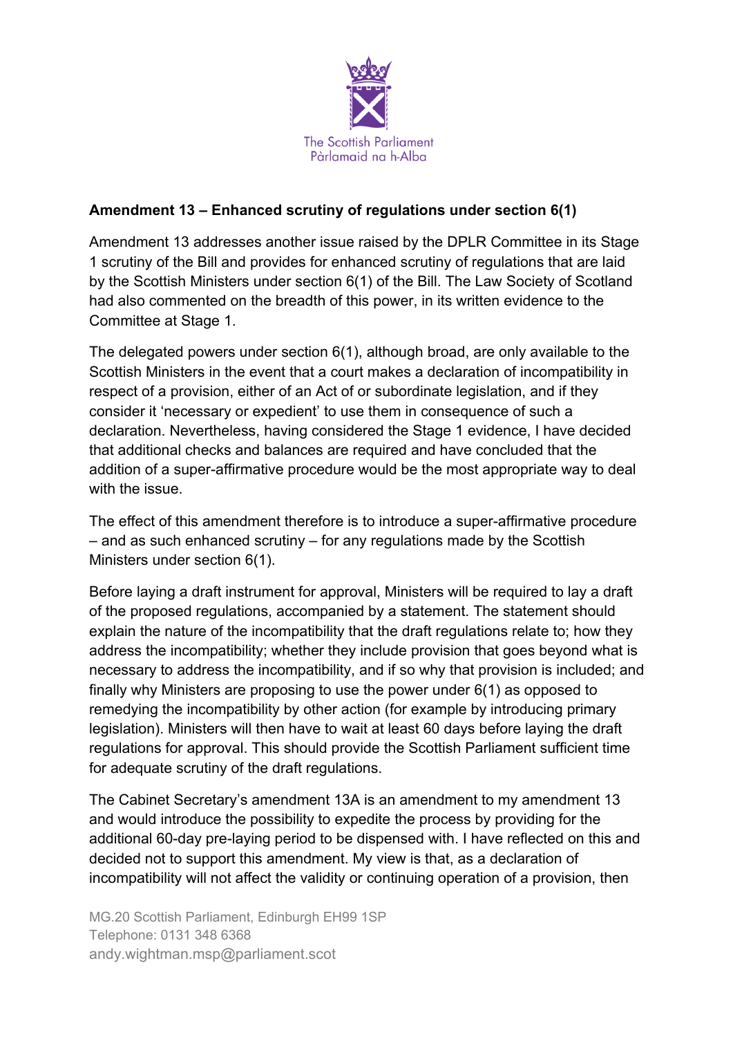**Amendment 13 – Enhanced scrutiny of regulations under section 6(1)**

Amendment 13 addresses another issue raised by the DPLR Committee in its Stage 1 scrutiny of the Bill and provides for enhanced scrutiny of regulations that are laid by the Scottish Ministers under section 6(1) of the Bill. The Law Society of Scotland had also commented on the breadth of this power, in its written evidence to the Committee at Stage 1.

The delegated powers under section 6(1), although broad, are only available to the Scottish Ministers in the event that a court makes a declaration of incompatibility in respect of a provision, either of an Act of or subordinate legislation, and if they consider it 'necessary or expedient' to use them in consequence of such a declaration. Nevertheless, having considered the Stage 1 evidence, I have decided that additional checks and balances are required and have concluded that the addition of a super-affirmative procedure would be the most appropriate way to deal with the issue.

The effect of this amendment therefore is to introduce a super-affirmative procedure – and as such enhanced scrutiny – for any regulations made by the Scottish Ministers under section 6(1).

Before laying a draft instrument for approval, Ministers will be required to lay a draft of the proposed regulations, accompanied by a statement. The statement should explain the nature of the incompatibility that the draft regulations relate to; how they address the incompatibility; whether they include provision that goes beyond what is necessary to address the incompatibility, and if so why that provision is included; and finally why Ministers are proposing to use the power under 6(1) as opposed to remedying the incompatibility by other action (for example by introducing primary legislation). Ministers will then have to wait at least 60 days before laying the draft regulations for approval. This should provide the Scottish Parliament sufficient time for adequate scrutiny of the draft regulations.

The Cabinet Secretary's amendment 13A is an amendment to my amendment 13 and would introduce the possibility to expedite the process by providing for the additional 60-day pre-laying period to be dispensed with. I have reflected on this and decided not to support this amendment. My view is that, as a declaration of incompatibility will not affect the validity or continuing operation of a provision, then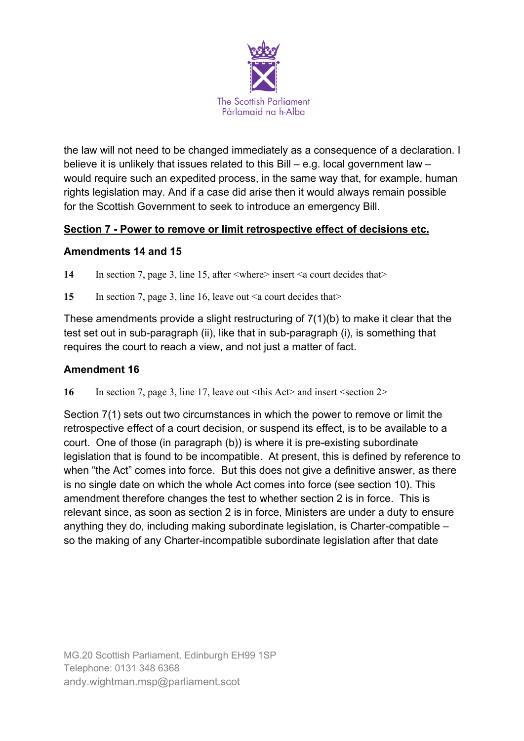the law will not need to be changed immediately as a consequence of a declaration. I believe it is unlikely that issues related to this Bill – e.g. local government law – would require such an expedited process, in the same way that, for example, human rights legislation may. And if a case did arise then it would always remain possible for the Scottish Government to seek to introduce an emergency Bill.

**Section 7 - Power to remove or limit retrospective effect of decisions etc.**

### Amendments 14 and 15

**14** In section 7, page 3, line 15, after <where> insert <a court decides that>

**15** In section 7, page 3, line 16, leave out <a court decides that>

These amendments provide a slight restructuring of 7(1)(b) to make it clear that the test set out in sub-paragraph (ii), like that in sub-paragraph (i), is something that requires the court to reach a view, and not just a matter of fact.

### Amendment 16

**16** In section 7, page 3, line 17, leave out <this Act> and insert <section 2>

Section 7(1) sets out two circumstances in which the power to remove or limit the retrospective effect of a court decision, or suspend its effect, is to be available to a court. One of those (in paragraph (b)) is where it is pre-existing subordinate legislation that is found to be incompatible. At present, this is defined by reference to when "the Act" comes into force. But this does not give a definitive answer, as there is no single date on which the whole Act comes into force (see section 10). This amendment therefore changes the test to whether section 2 is in force. This is relevant since, as soon as section 2 is in force, Ministers are under a duty to ensure anything they do, including making subordinate legislation, is Charter-compatible – so the making of any Charter-incompatible subordinate legislation after that date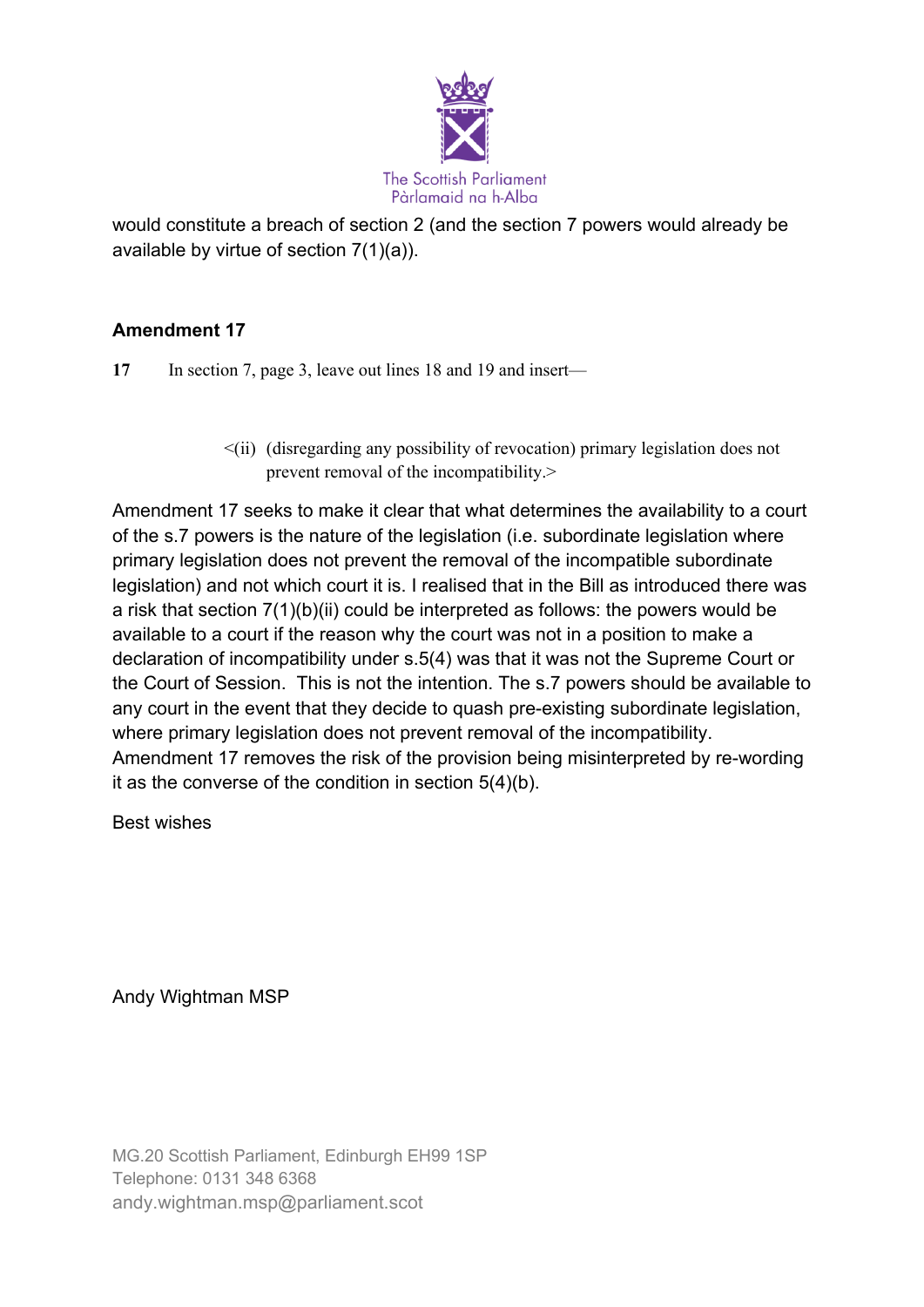would constitute a breach of section 2 (and the section 7 powers would already be available by virtue of section 7(1)(a)).

## Amendment 17

**17** In section 7, page 3, leave out lines 18 and 19 and insert—

<(ii) (disregarding any possibility of revocation) primary legislation does not prevent removal of the incompatibility.>

Amendment 17 seeks to make it clear that what determines the availability to a court of the s.7 powers is the nature of the legislation (i.e. subordinate legislation where primary legislation does not prevent the removal of the incompatible subordinate legislation) and not which court it is. I realised that in the Bill as introduced there was a risk that section 7(1)(b)(ii) could be interpreted as follows: the powers would be available to a court if the reason why the court was not in a position to make a declaration of incompatibility under s.5(4) was that it was not the Supreme Court or the Court of Session. This is not the intention. The s.7 powers should be available to any court in the event that they decide to quash pre-existing subordinate legislation, where primary legislation does not prevent removal of the incompatibility. Amendment 17 removes the risk of the provision being misinterpreted by re-wording it as the converse of the condition in section 5(4)(b).

Best wishes

Andy Wightman MSP

MG.20 Scottish Parliament, Edinburgh EH99 1SP
Telephone: 0131 348 6368
andy.wightman.msp@parliament.scot